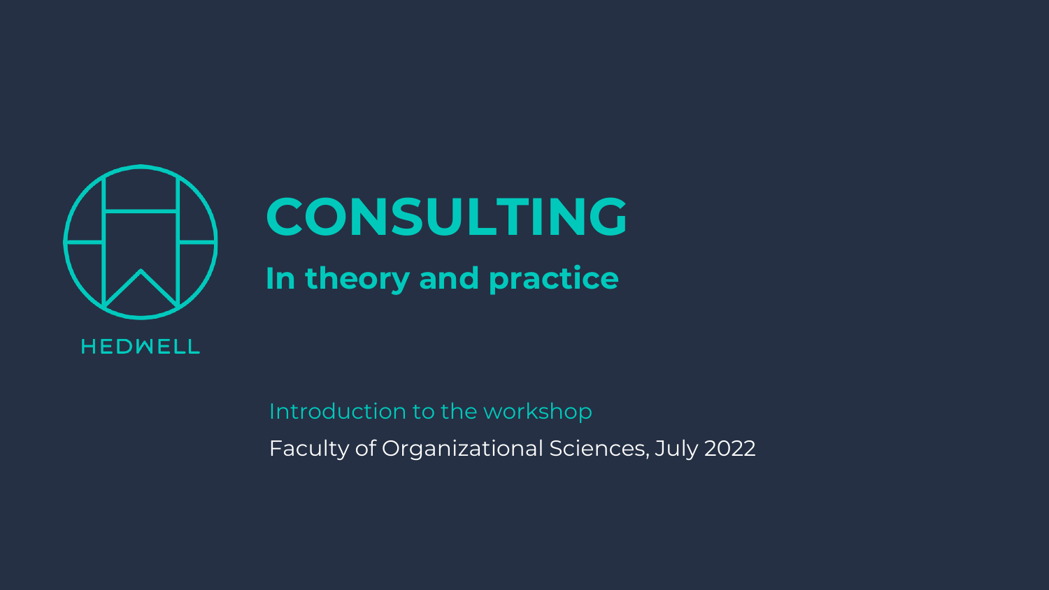HEDWELL

# CONSULTING

## In theory and practice

Introduction to the workshop

Faculty of Organizational Sciences, July 2022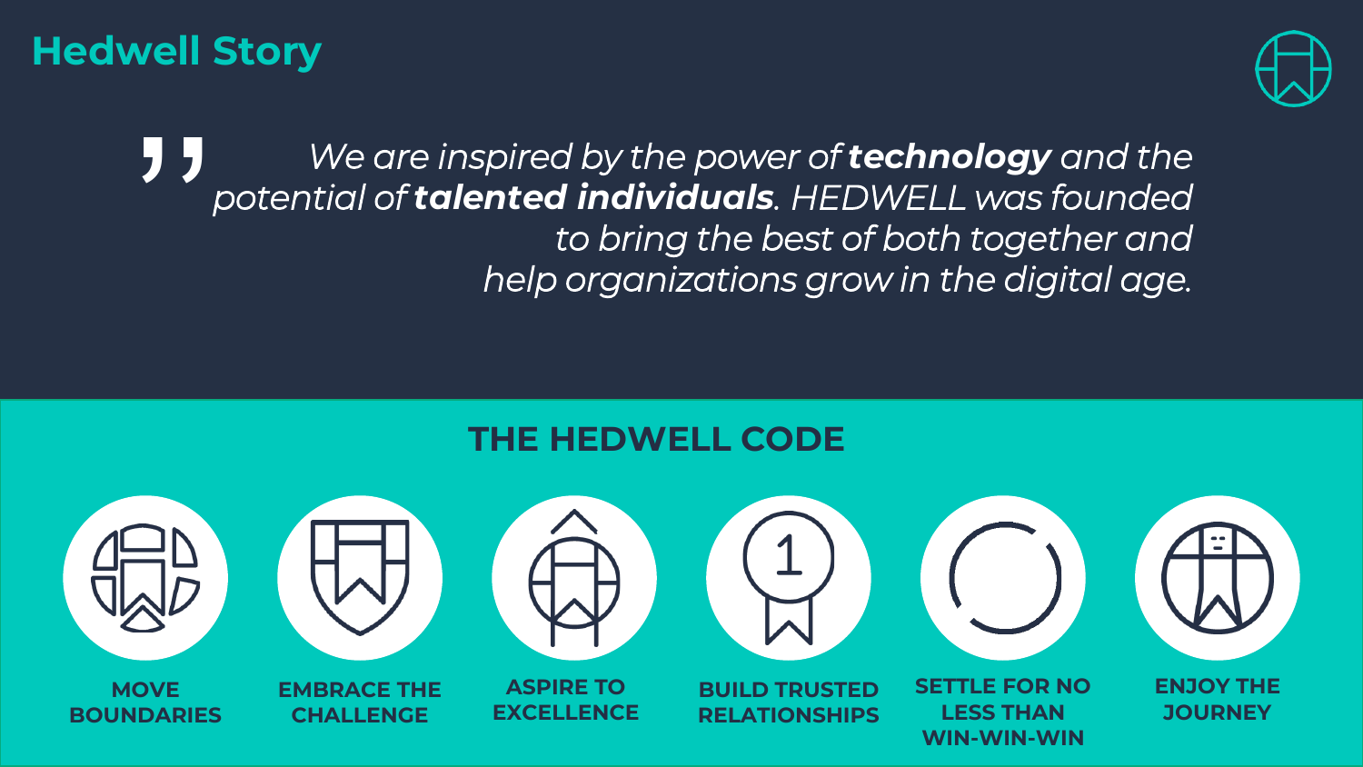# Hedwell Story

> *We are inspired by the power of **technology** and the potential of **talented individuals**. HEDWELL was founded to bring the best of both together and help organizations grow in the digital age.*

## THE HEDWELL CODE

- **MOVE BOUNDARIES**
- **EMBRACE THE CHALLENGE**
- **ASPIRE TO EXCELLENCE**
- **BUILD TRUSTED RELATIONSHIPS**
- **SETTLE FOR NO LESS THAN WIN-WIN-WIN**
- **ENJOY THE JOURNEY**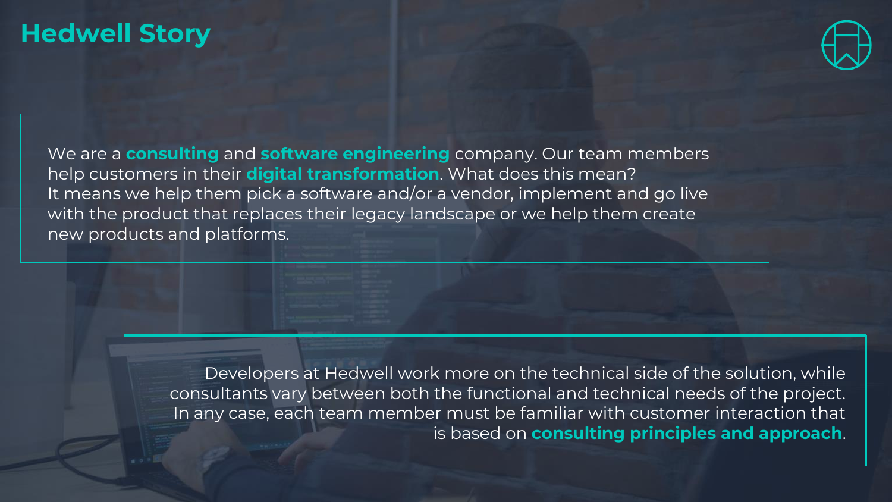# Hedwell Story

We are a **consulting** and **software engineering** company. Our team members help customers in their **digital transformation**. What does this mean?
It means we help them pick a software and/or a vendor, implement and go live with the product that replaces their legacy landscape or we help them create new products and platforms.

Developers at Hedwell work more on the technical side of the solution, while consultants vary between both the functional and technical needs of the project. In any case, each team member must be familiar with customer interaction that is based on **consulting principles and approach**.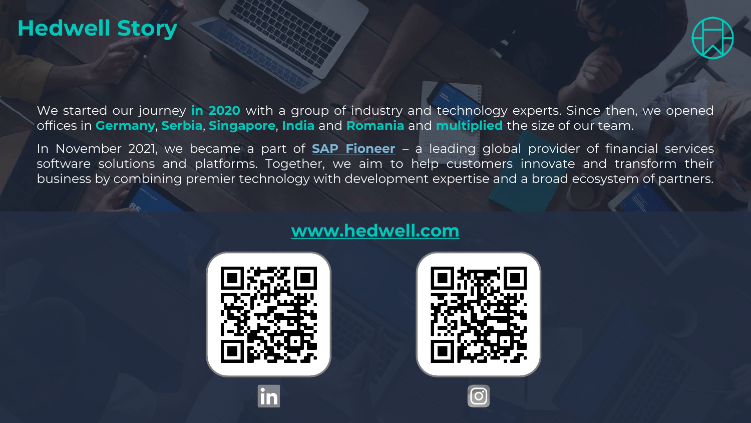# Hedwell Story

We started our journey **in 2020** with a group of industry and technology experts. Since then, we opened offices in **Germany**, **Serbia**, **Singapore**, **India** and **Romania** and **multiplied** the size of our team.

In November 2021, we became a part of **SAP Fioneer** – a leading global provider of financial services software solutions and platforms. Together, we aim to help customers innovate and transform their business by combining premier technology with development expertise and a broad ecosystem of partners.

**www.hedwell.com**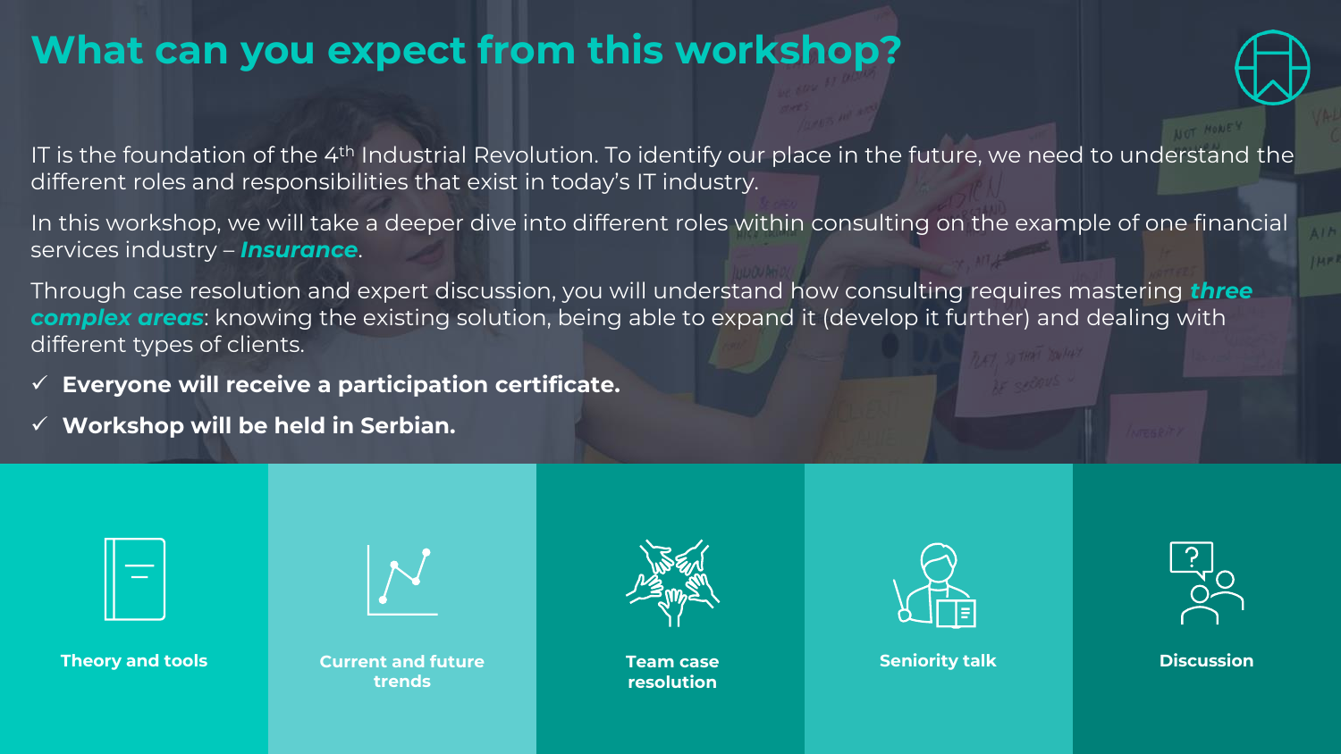# What can you expect from this workshop?

IT is the foundation of the 4th Industrial Revolution. To identify our place in the future, we need to understand the different roles and responsibilities that exist in today's IT industry.

In this workshop, we will take a deeper dive into different roles within consulting on the example of one financial services industry – ***Insurance***.

Through case resolution and expert discussion, you will understand how consulting requires mastering ***three complex areas***: knowing the existing solution, being able to expand it (develop it further) and dealing with different types of clients.

- ✓ **Everyone will receive a participation certificate.**
- ✓ **Workshop will be held in Serbian.**

**Theory and tools**

**Current and future trends**

**Team case resolution**

**Seniority talk**

**Discussion**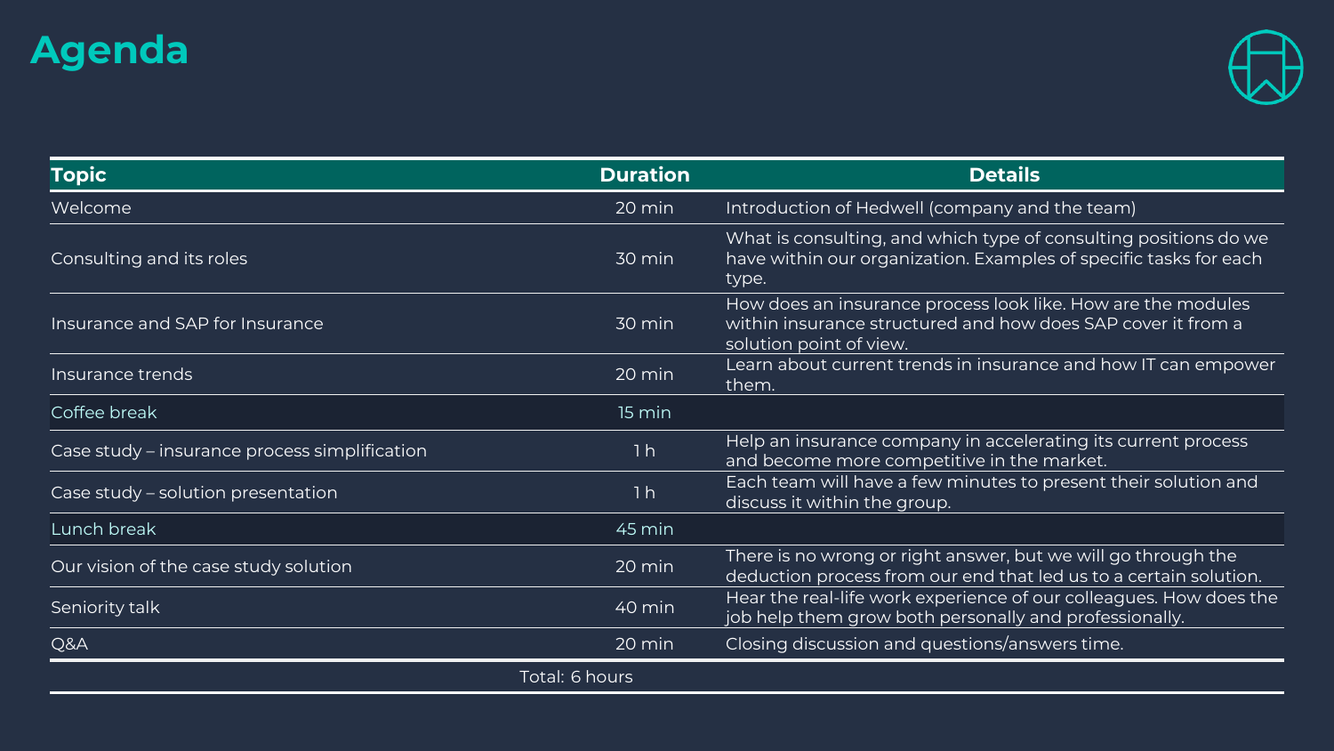# Agenda

| Topic | Duration | Details |
|---|---|---|
| Welcome | 20 min | Introduction of Hedwell (company and the team) |
| Consulting and its roles | 30 min | What is consulting, and which type of consulting positions do we have within our organization. Examples of specific tasks for each type. |
| Insurance and SAP for Insurance | 30 min | How does an insurance process look like. How are the modules within insurance structured and how does SAP cover it from a solution point of view. |
| Insurance trends | 20 min | Learn about current trends in insurance and how IT can empower them. |
| Coffee break | 15 min | |
| Case study – insurance process simplification | 1 h | Help an insurance company in accelerating its current process and become more competitive in the market. |
| Case study – solution presentation | 1 h | Each team will have a few minutes to present their solution and discuss it within the group. |
| Lunch break | 45 min | |
| Our vision of the case study solution | 20 min | There is no wrong or right answer, but we will go through the deduction process from our end that led us to a certain solution. |
| Seniority talk | 40 min | Hear the real-life work experience of our colleagues. How does the job help them grow both personally and professionally. |
| Q&A | 20 min | Closing discussion and questions/answers time. |
| Total: 6 hours | | |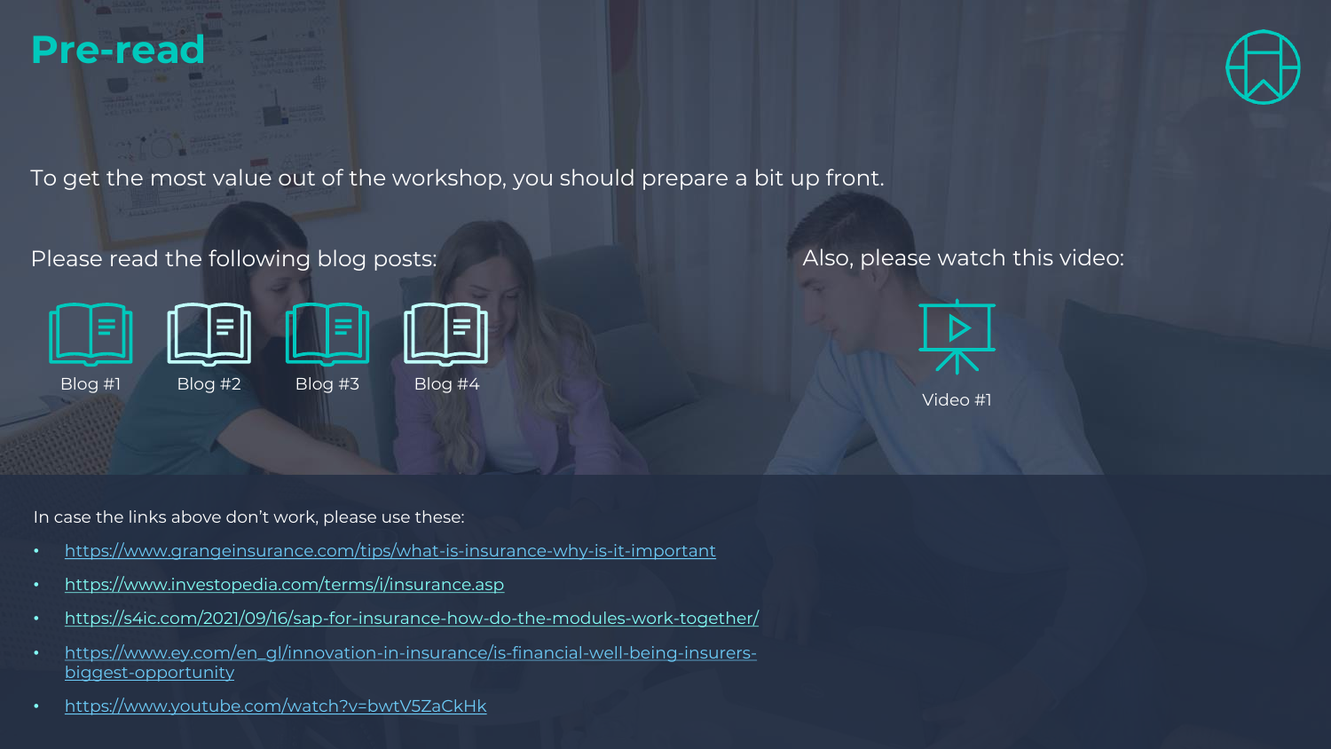# Pre-read

To get the most value out of the workshop, you should prepare a bit up front.

Please read the following blog posts:

Blog #1

Blog #2

Blog #3

Blog #4

Also, please watch this video:

Video #1

In case the links above don't work, please use these:

- https://www.grangeinsurance.com/tips/what-is-insurance-why-is-it-important
- https://www.investopedia.com/terms/i/insurance.asp
- https://s4ic.com/2021/09/16/sap-for-insurance-how-do-the-modules-work-together/
- https://www.ey.com/en_gl/innovation-in-insurance/is-financial-well-being-insurers-biggest-opportunity
- https://www.youtube.com/watch?v=bwtV5ZaCkHk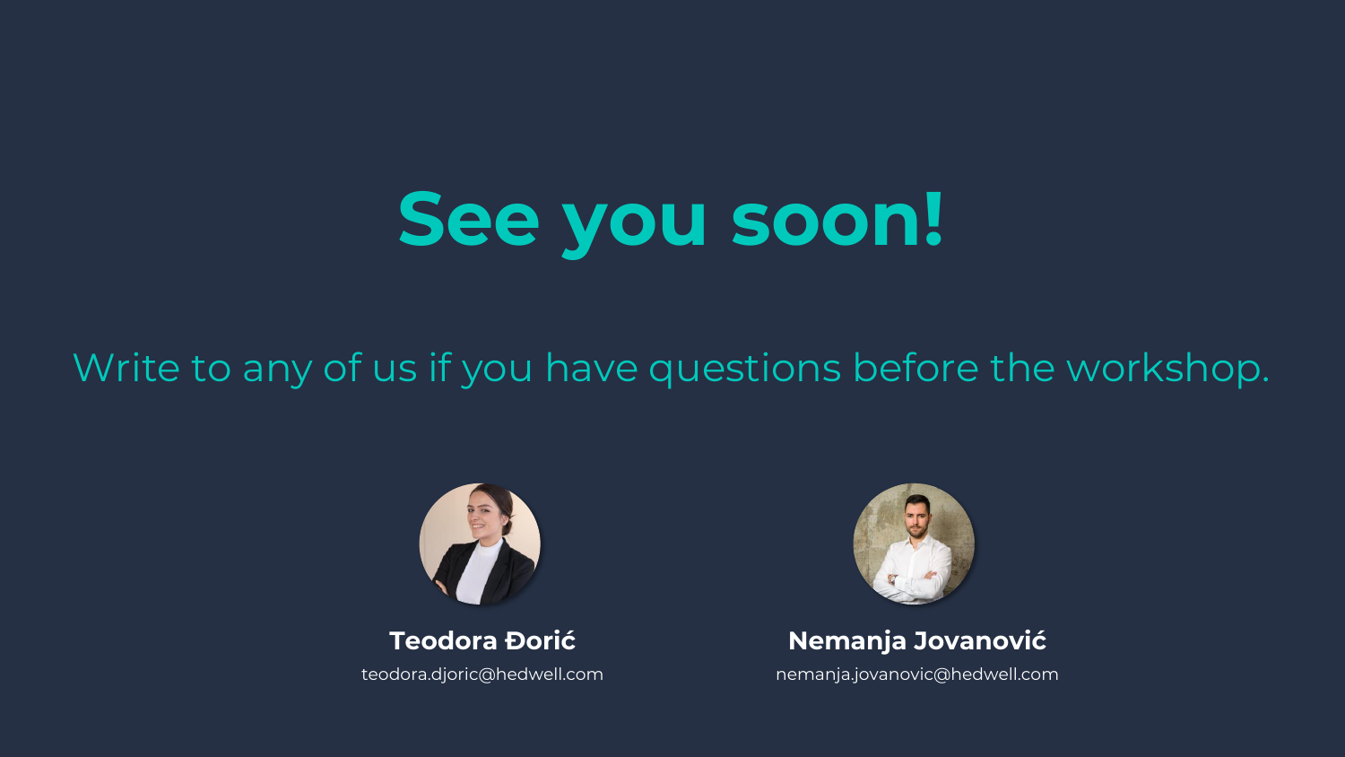# See you soon!

Write to any of us if you have questions before the workshop.

**Teodora Đorić**
teodora.djoric@hedwell.com

**Nemanja Jovanović**
nemanja.jovanovic@hedwell.com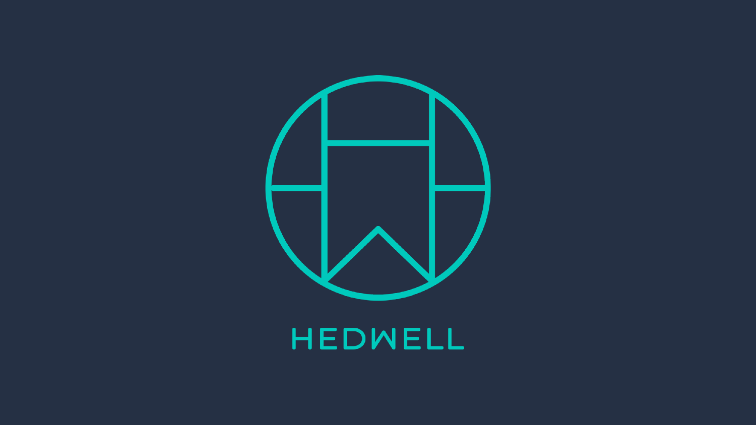HEDWELL